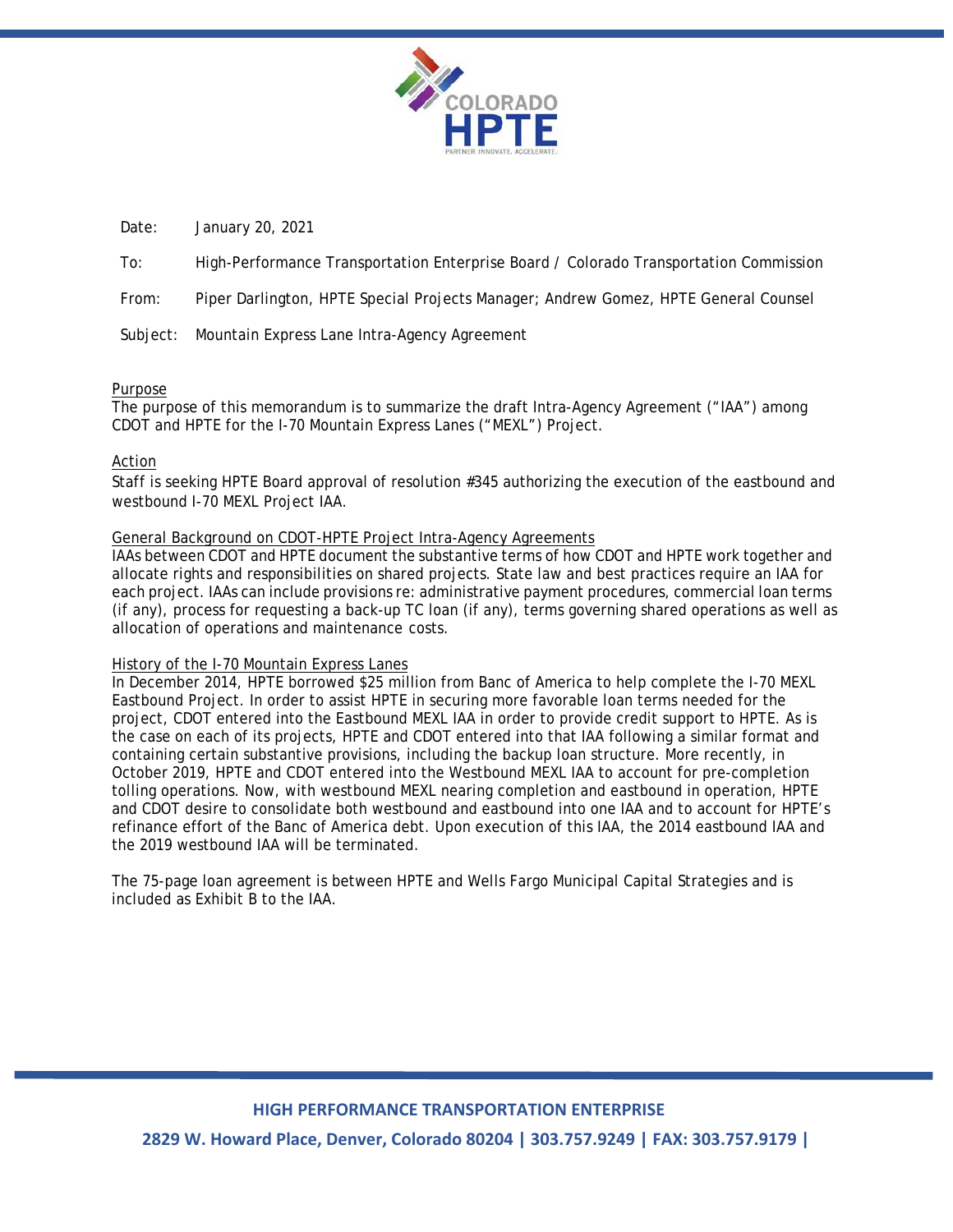COLORADO

HPTE

PARTNER. INNOVATE. ACCELERATE.

Date: January 20, 2021

To: High-Performance Transportation Enterprise Board / Colorado Transportation Commission

From: Piper Darlington, HPTE Special Projects Manager; Andrew Gomez, HPTE General Counsel

Subject: Mountain Express Lane Intra-Agency Agreement

## Purpose

The purpose of this memorandum is to summarize the draft Intra-Agency Agreement ("IAA") among CDOT and HPTE for the I-70 Mountain Express Lanes ("MEXL") Project.

## Action

Staff is seeking HPTE Board approval of resolution #345 authorizing the execution of the eastbound and westbound I-70 MEXL Project IAA.

## General Background on CDOT-HPTE Project Intra-Agency Agreements

IAAs between CDOT and HPTE document the substantive terms of how CDOT and HPTE work together and allocate rights and responsibilities on shared projects. State law and best practices require an IAA for each project. IAAs can include provisions re: administrative payment procedures, commercial loan terms (if any), process for requesting a back-up TC loan (if any), terms governing shared operations as well as allocation of operations and maintenance costs.

## History of the I-70 Mountain Express Lanes

In December 2014, HPTE borrowed $25 million from Banc of America to help complete the I-70 MEXL Eastbound Project. In order to assist HPTE in securing more favorable loan terms needed for the project, CDOT entered into the Eastbound MEXL IAA in order to provide credit support to HPTE. As is the case on each of its projects, HPTE and CDOT entered into that IAA following a similar format and containing certain substantive provisions, including the backup loan structure. More recently, in October 2019, HPTE and CDOT entered into the Westbound MEXL IAA to account for pre-completion tolling operations. Now, with westbound MEXL nearing completion and eastbound in operation, HPTE and CDOT desire to consolidate both westbound and eastbound into one IAA and to account for HPTE's refinance effort of the Banc of America debt. Upon execution of this IAA, the 2014 eastbound IAA and the 2019 westbound IAA will be terminated.

The 75-page loan agreement is between HPTE and Wells Fargo Municipal Capital Strategies and is included as Exhibit B to the IAA.

**HIGH PERFORMANCE TRANSPORTATION ENTERPRISE**

**2829 W. Howard Place, Denver, Colorado 80204 | 303.757.9249 | FAX: 303.757.9179 |**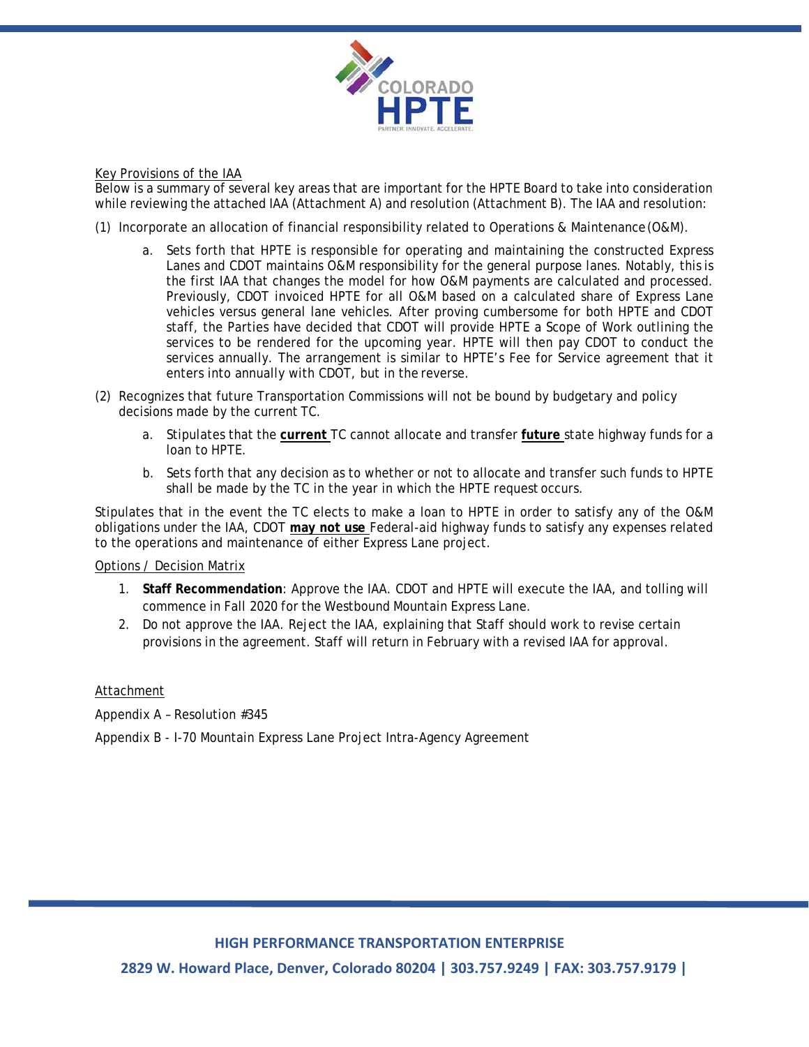Key Provisions of the IAA

Below is a summary of several key areas that are important for the HPTE Board to take into consideration while reviewing the attached IAA (Attachment A) and resolution (Attachment B). The IAA and resolution:

(1) Incorporate an allocation of financial responsibility related to Operations & Maintenance (O&M).

   a. Sets forth that HPTE is responsible for operating and maintaining the constructed Express Lanes and CDOT maintains O&M responsibility for the general purpose lanes. Notably, this is the first IAA that changes the model for how O&M payments are calculated and processed. Previously, CDOT invoiced HPTE for all O&M based on a calculated share of Express Lane vehicles versus general lane vehicles. After proving cumbersome for both HPTE and CDOT staff, the Parties have decided that CDOT will provide HPTE a Scope of Work outlining the services to be rendered for the upcoming year. HPTE will then pay CDOT to conduct the services annually. The arrangement is similar to HPTE's Fee for Service agreement that it enters into annually with CDOT, but in the reverse.

(2) Recognizes that future Transportation Commissions will not be bound by budgetary and policy decisions made by the current TC.

   a. Stipulates that the **current** TC cannot allocate and transfer **future** state highway funds for a loan to HPTE.

   b. Sets forth that any decision as to whether or not to allocate and transfer such funds to HPTE shall be made by the TC in the year in which the HPTE request occurs.

Stipulates that in the event the TC elects to make a loan to HPTE in order to satisfy any of the O&M obligations under the IAA, CDOT **may not use** Federal-aid highway funds to satisfy any expenses related to the operations and maintenance of either Express Lane project.

Options / Decision Matrix

1. **Staff Recommendation**: Approve the IAA. CDOT and HPTE will execute the IAA, and tolling will commence in Fall 2020 for the Westbound Mountain Express Lane.
2. Do not approve the IAA. Reject the IAA, explaining that Staff should work to revise certain provisions in the agreement. Staff will return in February with a revised IAA for approval.

Attachment

Appendix A – Resolution #345

Appendix B - I-70 Mountain Express Lane Project Intra-Agency Agreement